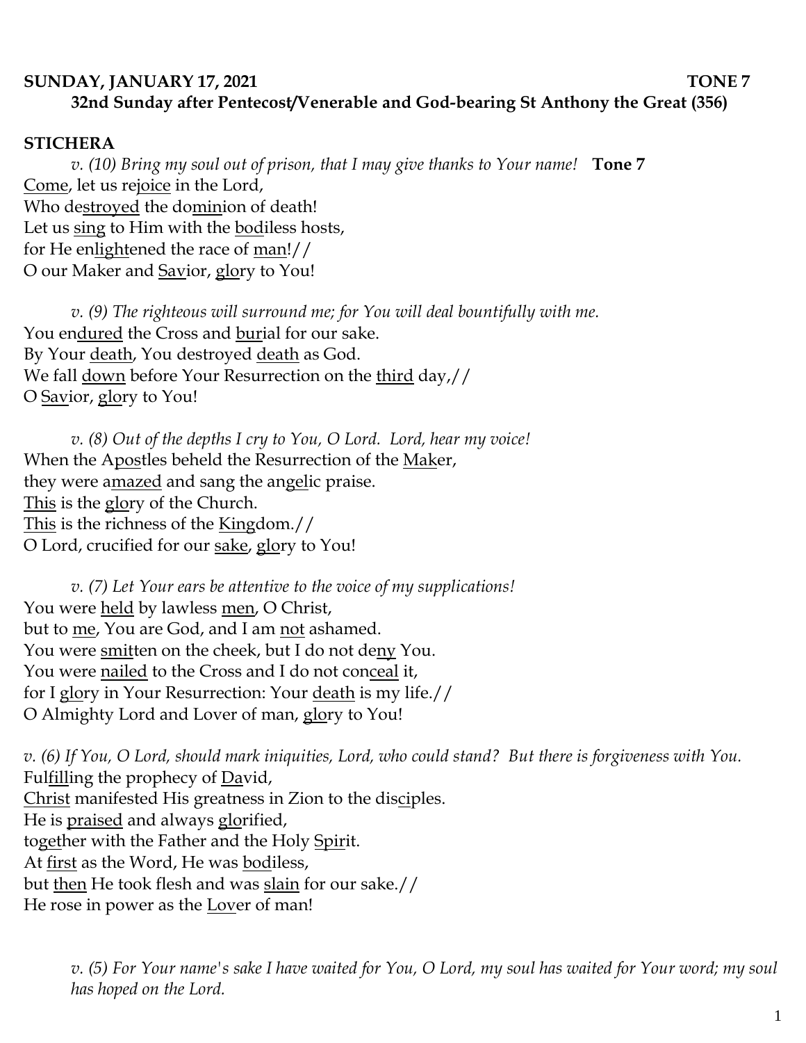**SUNDAY, JANUARY 17, 2021 TONE 7**

**32nd Sunday after Pentecost/Venerable and God-bearing St Anthony the Great (356)**

**STICHERA**

*v. (10) Bring my soul out of prison, that I may give thanks to Your name!* **Tone 7**

<u>Come</u>, let us re<u>joice</u> in the Lord,
Who de<u>stroyed</u> the do<u>min</u>ion of death!
Let us <u>sing</u> to Him with the <u>bod</u>iless hosts,
for He en<u>light</u>ened the race of <u>man</u>!//
O our Maker and <u>Sav</u>ior, <u>glo</u>ry to You!

*v. (9) The righteous will surround me; for You will deal bountifully with me.*

You en<u>dured</u> the Cross and <u>bur</u>ial for our sake.
By Your <u>death</u>, You destroyed <u>death</u> as God.
We fall <u>down</u> before Your Resurrection on the <u>third</u> day,//
O <u>Sav</u>ior, <u>glo</u>ry to You!

*v. (8) Out of the depths I cry to You, O Lord. Lord, hear my voice!*

When the A<u>pos</u>tles beheld the Resurrection of the <u>Mak</u>er,
they were a<u>mazed</u> and sang the an<u>gel</u>ic praise.
<u>This</u> is the <u>glo</u>ry of the Church.
<u>This</u> is the richness of the <u>King</u>dom.//
O Lord, crucified for our <u>sake</u>, <u>glo</u>ry to You!

*v. (7) Let Your ears be attentive to the voice of my supplications!*

You were <u>held</u> by lawless <u>men</u>, O Christ,
but to <u>me</u>, You are God, and I am <u>not</u> ashamed.
You were <u>smit</u>ten on the cheek, but I do not de<u>ny</u> You.
You were <u>nailed</u> to the Cross and I do not con<u>ceal</u> it,
for I <u>glo</u>ry in Your Resurrection: Your <u>death</u> is my life.//
O Almighty Lord and Lover of man, <u>glo</u>ry to You!

*v. (6) If You, O Lord, should mark iniquities, Lord, who could stand? But there is forgiveness with You.*

Ful<u>fill</u>ing the prophecy of <u>Da</u>vid,
<u>Christ</u> manifested His greatness in Zion to the dis<u>ci</u>ples.
He is <u>praised</u> and always <u>glo</u>rified,
to<u>geth</u>er with the Father and the Holy <u>Spir</u>it.
At <u>first</u> as the Word, He was <u>bod</u>iless,
but <u>then</u> He took flesh and was <u>slain</u> for our sake.//
He rose in power as the <u>Lov</u>er of man!

*v. (5) For Your name's sake I have waited for You, O Lord, my soul has waited for Your word; my soul has hoped on the Lord.*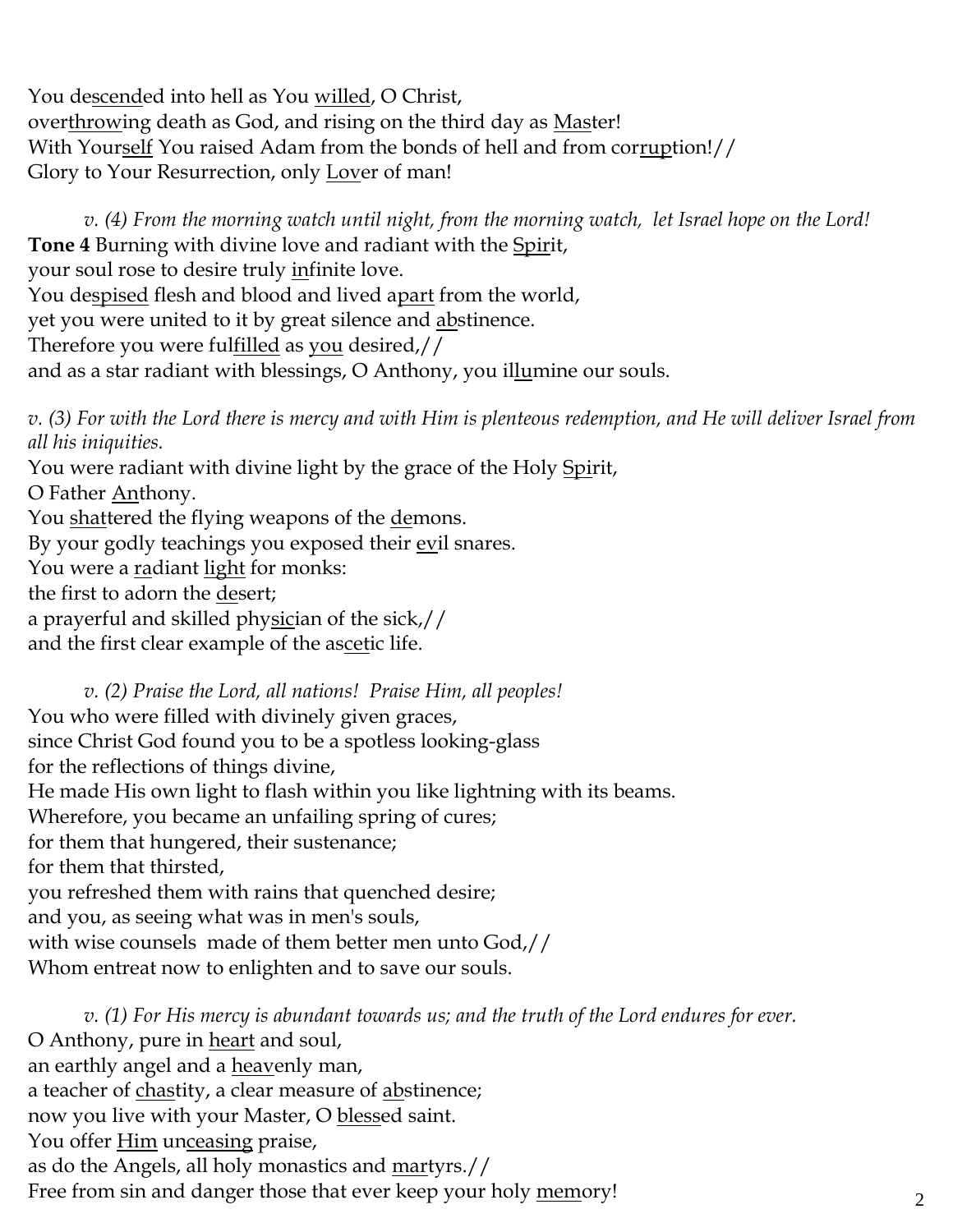You de<u>scend</u>ed into hell as You <u>willed</u>, O Christ,
over<u>throw</u>ing death as God, and rising on the third day as <u>Mas</u>ter!
With Your<u>self</u> You raised Adam from the bonds of hell and from cor<u>rup</u>tion!//
Glory to Your Resurrection, only <u>Lov</u>er of man!

*v. (4) From the morning watch until night, from the morning watch, let Israel hope on the Lord!*

**Tone 4** Burning with divine love and radiant with the <u>Spir</u>it,
your soul rose to desire truly <u>in</u>finite love.
You de<u>spised</u> flesh and blood and lived a<u>part</u> from the world,
yet you were united to it by great silence and <u>ab</u>stinence.
Therefore you were ful<u>filled</u> as <u>you</u> desired,//
and as a star radiant with blessings, O Anthony, you il<u>lu</u>mine our souls.

*v. (3) For with the Lord there is mercy and with Him is plenteous redemption, and He will deliver Israel from all his iniquities.*

You were radiant with divine light by the grace of the Holy <u>Spi</u>rit,
O Father <u>An</u>thony.
You <u>shat</u>tered the flying weapons of the <u>de</u>mons.
By your godly teachings you exposed their <u>ev</u>il snares.
You were a <u>ra</u>diant <u>light</u> for monks:
the first to adorn the <u>de</u>sert;
a prayerful and skilled phy<u>sic</u>ian of the sick,//
and the first clear example of the as<u>cet</u>ic life.

*v. (2) Praise the Lord, all nations! Praise Him, all peoples!*

You who were filled with divinely given graces,
since Christ God found you to be a spotless looking-glass
for the reflections of things divine,
He made His own light to flash within you like lightning with its beams.
Wherefore, you became an unfailing spring of cures;
for them that hungered, their sustenance;
for them that thirsted,
you refreshed them with rains that quenched desire;
and you, as seeing what was in men's souls,
with wise counsels made of them better men unto God,//
Whom entreat now to enlighten and to save our souls.

*v. (1) For His mercy is abundant towards us; and the truth of the Lord endures for ever.*

O Anthony, pure in <u>heart</u> and soul,
an earthly angel and a <u>heav</u>enly man,
a teacher of <u>chas</u>tity, a clear measure of <u>ab</u>stinence;
now you live with your Master, O <u>bless</u>ed saint.
You offer <u>Him</u> un<u>ceasing</u> praise,
as do the Angels, all holy monastics and <u>mar</u>tyrs.//
Free from sin and danger those that ever keep your holy <u>mem</u>ory!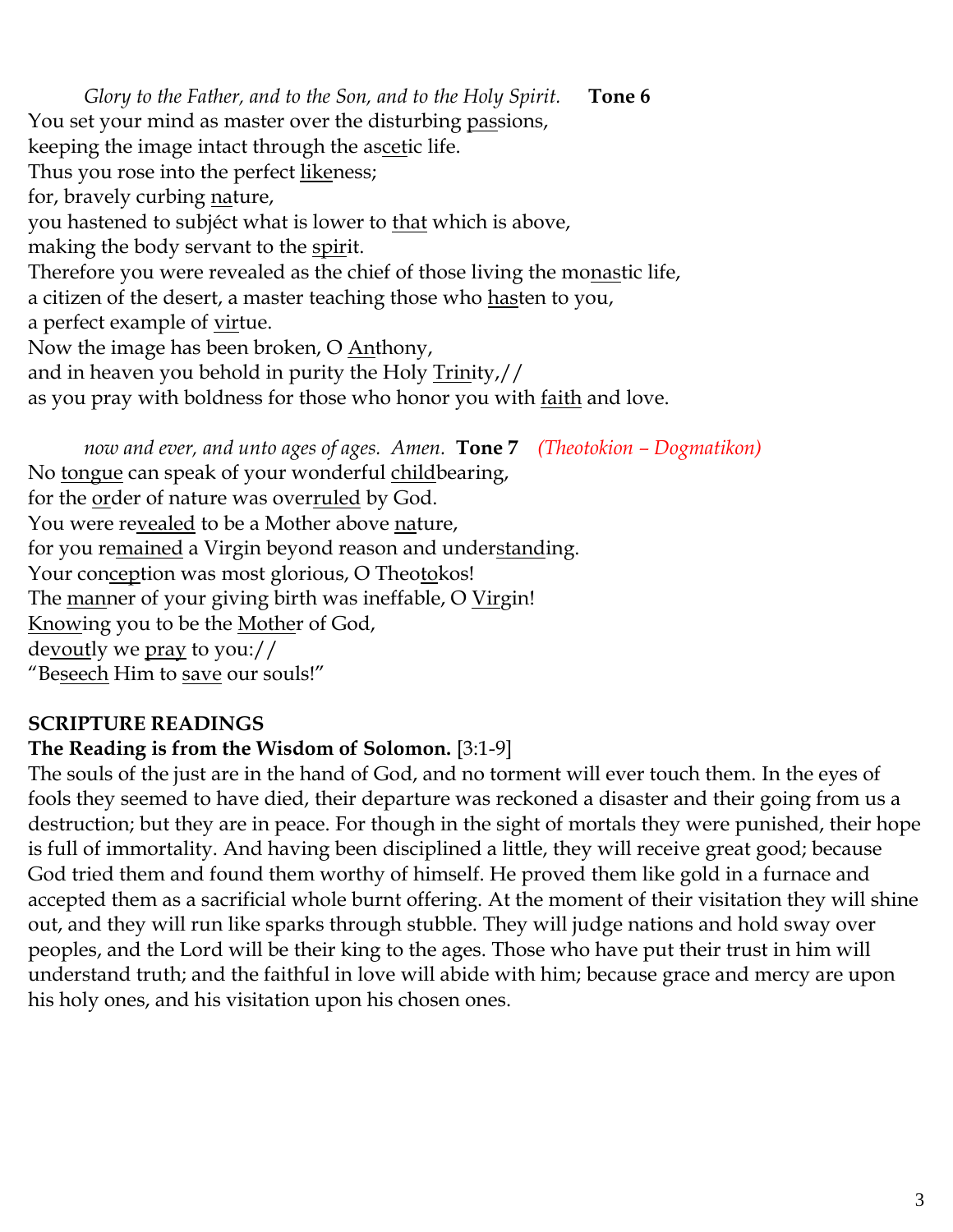*Glory to the Father, and to the Son, and to the Holy Spirit.* **Tone 6**

You set your mind as master over the disturbing <u>pas</u>sions,
keeping the image intact through the as<u>ce</u>tic life.
Thus you rose into the perfect <u>like</u>ness;
for, bravely curbing <u>na</u>ture,
you hastened to subjéct what is lower to <u>that</u> which is above,
making the body servant to the <u>spir</u>it.
Therefore you were revealed as the chief of those living the mo<u>nas</u>tic life,
a citizen of the desert, a master teaching those who <u>has</u>ten to you,
a perfect example of <u>vir</u>tue.
Now the image has been broken, O <u>An</u>thony,
and in heaven you behold in purity the Holy <u>Trin</u>ity,//
as you pray with boldness for those who honor you with <u>faith</u> and love.

*now and ever, and unto ages of ages. Amen.* **Tone 7** *(Theotokion – Dogmatikon)*

No <u>tongue</u> can speak of your wonderful <u>child</u>bearing,
for the <u>or</u>der of nature was over<u>ruled</u> by God.
You were re<u>vealed</u> to be a Mother above <u>na</u>ture,
for you re<u>mained</u> a Virgin beyond reason and under<u>stand</u>ing.
Your con<u>cep</u>tion was most glorious, O Theo<u>to</u>kos!
The <u>man</u>ner of your giving birth was ineffable, O <u>Vir</u>gin!
<u>Know</u>ing you to be the <u>Mothe</u>r of God,
de<u>vout</u>ly we <u>pray</u> to you://
"Be<u>seech</u> Him to <u>save</u> our souls!"

**SCRIPTURE READINGS**

**The Reading is from the Wisdom of Solomon.** [3:1-9]

The souls of the just are in the hand of God, and no torment will ever touch them. In the eyes of fools they seemed to have died, their departure was reckoned a disaster and their going from us a destruction; but they are in peace. For though in the sight of mortals they were punished, their hope is full of immortality. And having been disciplined a little, they will receive great good; because God tried them and found them worthy of himself. He proved them like gold in a furnace and accepted them as a sacrificial whole burnt offering. At the moment of their visitation they will shine out, and they will run like sparks through stubble. They will judge nations and hold sway over peoples, and the Lord will be their king to the ages. Those who have put their trust in him will understand truth; and the faithful in love will abide with him; because grace and mercy are upon his holy ones, and his visitation upon his chosen ones.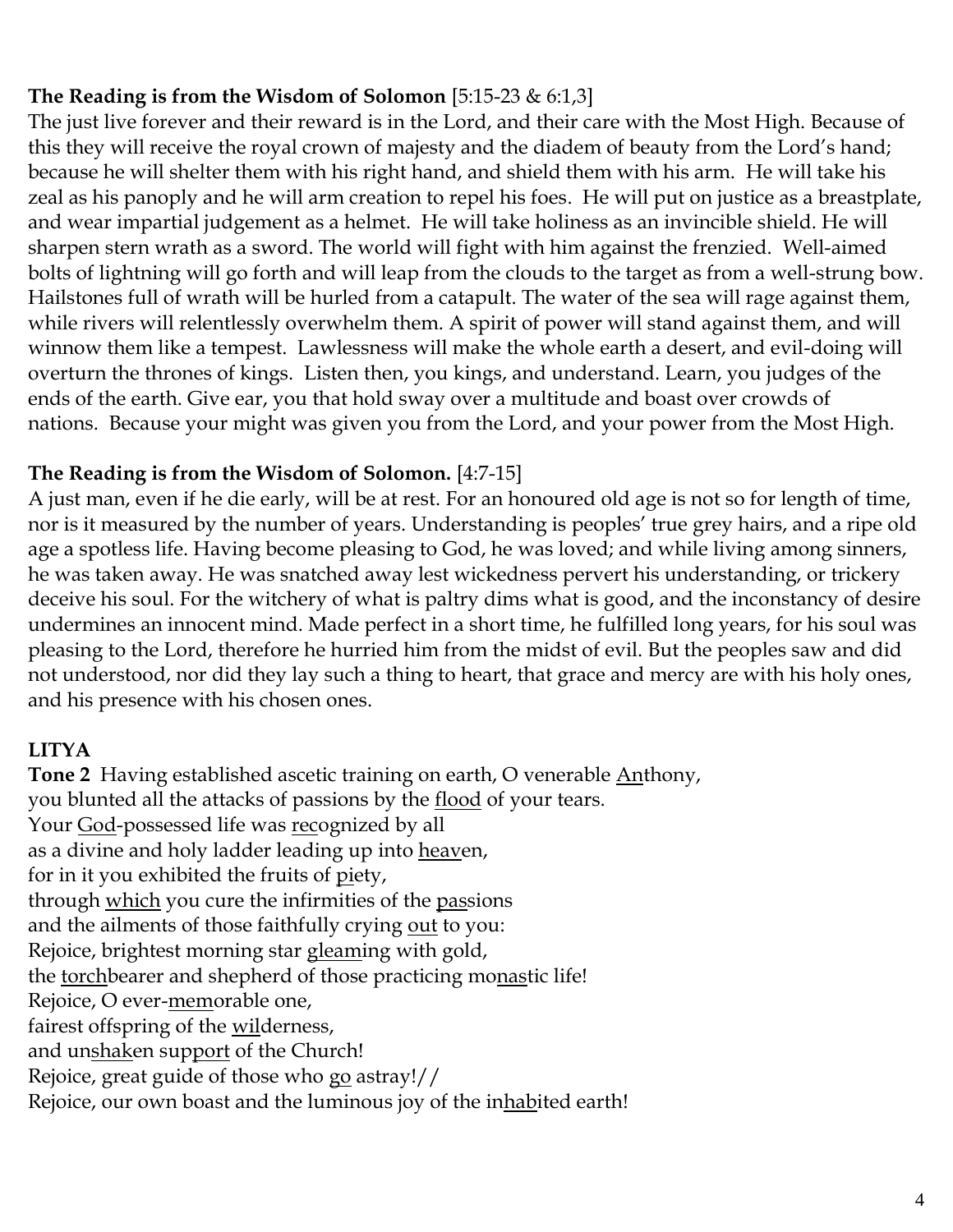**The Reading is from the Wisdom of Solomon** [5:15-23 & 6:1,3]

The just live forever and their reward is in the Lord, and their care with the Most High. Because of this they will receive the royal crown of majesty and the diadem of beauty from the Lord's hand; because he will shelter them with his right hand, and shield them with his arm. He will take his zeal as his panoply and he will arm creation to repel his foes. He will put on justice as a breastplate, and wear impartial judgement as a helmet. He will take holiness as an invincible shield. He will sharpen stern wrath as a sword. The world will fight with him against the frenzied. Well-aimed bolts of lightning will go forth and will leap from the clouds to the target as from a well-strung bow. Hailstones full of wrath will be hurled from a catapult. The water of the sea will rage against them, while rivers will relentlessly overwhelm them. A spirit of power will stand against them, and will winnow them like a tempest. Lawlessness will make the whole earth a desert, and evil-doing will overturn the thrones of kings. Listen then, you kings, and understand. Learn, you judges of the ends of the earth. Give ear, you that hold sway over a multitude and boast over crowds of nations. Because your might was given you from the Lord, and your power from the Most High.

**The Reading is from the Wisdom of Solomon.** [4:7-15]

A just man, even if he die early, will be at rest. For an honoured old age is not so for length of time, nor is it measured by the number of years. Understanding is peoples' true grey hairs, and a ripe old age a spotless life. Having become pleasing to God, he was loved; and while living among sinners, he was taken away. He was snatched away lest wickedness pervert his understanding, or trickery deceive his soul. For the witchery of what is paltry dims what is good, and the inconstancy of desire undermines an innocent mind. Made perfect in a short time, he fulfilled long years, for his soul was pleasing to the Lord, therefore he hurried him from the midst of evil. But the peoples saw and did not understood, nor did they lay such a thing to heart, that grace and mercy are with his holy ones, and his presence with his chosen ones.

**LITYA**

**Tone 2** Having established ascetic training on earth, O venerable <u>An</u>thony,
you blunted all the attacks of passions by the <u>flood</u> of your tears.
Your <u>God</u>-possessed life was <u>rec</u>ognized by all
as a divine and holy ladder leading up into <u>heav</u>en,
for in it you exhibited the fruits of <u>pi</u>ety,
through <u>which</u> you cure the infirmities of the <u>pas</u>sions
and the ailments of those faithfully crying <u>out</u> to you:
Rejoice, brightest morning star <u>gleam</u>ing with gold,
the <u>torch</u>bearer and shepherd of those practicing mo<u>nas</u>tic life!
Rejoice, O ever-<u>mem</u>orable one,
fairest offspring of the <u>wil</u>derness,
and un<u>shak</u>en sup<u>port</u> of the Church!
Rejoice, great guide of those who <u>go</u> astray!//
Rejoice, our own boast and the luminous joy of the in<u>hab</u>ited earth!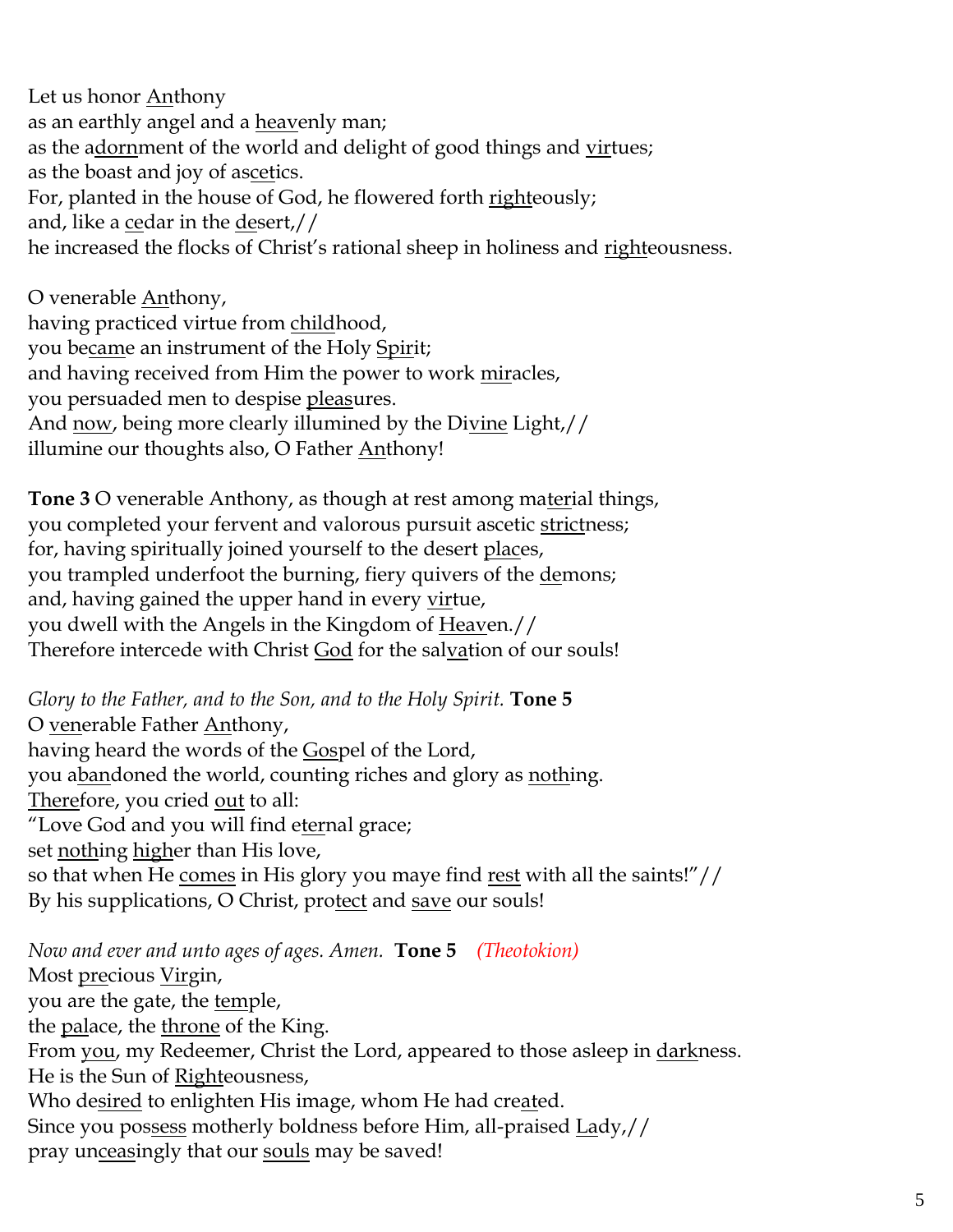Let us honor Anthony
as an earthly angel and a heavenly man;
as the adornment of the world and delight of good things and virtues;
as the boast and joy of ascetics.
For, planted in the house of God, he flowered forth righteously;
and, like a cedar in the desert,//
he increased the flocks of Christ's rational sheep in holiness and righteousness.

O venerable Anthony,
having practiced virtue from childhood,
you became an instrument of the Holy Spirit;
and having received from Him the power to work miracles,
you persuaded men to despise pleasures.
And now, being more clearly illumined by the Divine Light,//
illumine our thoughts also, O Father Anthony!

**Tone 3** O venerable Anthony, as though at rest among material things,
you completed your fervent and valorous pursuit ascetic strictness;
for, having spiritually joined yourself to the desert places,
you trampled underfoot the burning, fiery quivers of the demons;
and, having gained the upper hand in every virtue,
you dwell with the Angels in the Kingdom of Heaven.//
Therefore intercede with Christ God for the salvation of our souls!

*Glory to the Father, and to the Son, and to the Holy Spirit.* **Tone 5**
O venerable Father Anthony,
having heard the words of the Gospel of the Lord,
you abandoned the world, counting riches and glory as nothing.
Therefore, you cried out to all:
"Love God and you will find eternal grace;
set nothing higher than His love,
so that when He comes in His glory you maye find rest with all the saints!"//
By his supplications, O Christ, protect and save our souls!

*Now and ever and unto ages of ages. Amen.* **Tone 5** *(Theotokion)*
Most precious Virgin,
you are the gate, the temple,
the palace, the throne of the King.
From you, my Redeemer, Christ the Lord, appeared to those asleep in darkness.
He is the Sun of Righteousness,
Who desired to enlighten His image, whom He had created.
Since you possess motherly boldness before Him, all-praised Lady,//
pray unceasingly that our souls may be saved!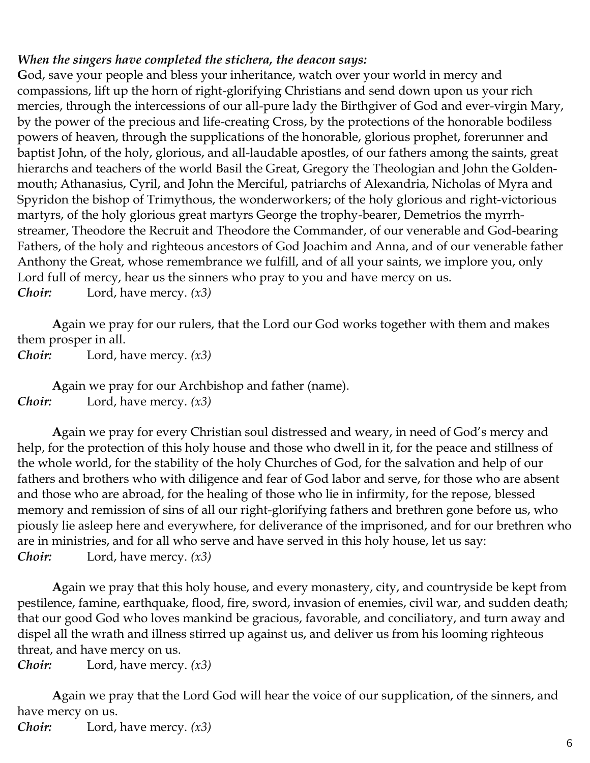***When the singers have completed the stichera, the deacon says:***

**G**od, save your people and bless your inheritance, watch over your world in mercy and compassions, lift up the horn of right-glorifying Christians and send down upon us your rich mercies, through the intercessions of our all-pure lady the Birthgiver of God and ever-virgin Mary, by the power of the precious and life-creating Cross, by the protections of the honorable bodiless powers of heaven, through the supplications of the honorable, glorious prophet, forerunner and baptist John, of the holy, glorious, and all-laudable apostles, of our fathers among the saints, great hierarchs and teachers of the world Basil the Great, Gregory the Theologian and John the Golden-mouth; Athanasius, Cyril, and John the Merciful, patriarchs of Alexandria, Nicholas of Myra and Spyridon the bishop of Trimythous, the wonderworkers; of the holy glorious and right-victorious martyrs, of the holy glorious great martyrs George the trophy-bearer, Demetrios the myrrh-streamer, Theodore the Recruit and Theodore the Commander, of our venerable and God-bearing Fathers, of the holy and righteous ancestors of God Joachim and Anna, and of our venerable father Anthony the Great, whose remembrance we fulfill, and of all your saints, we implore you, only Lord full of mercy, hear us the sinners who pray to you and have mercy on us.

***Choir:*** Lord, have mercy. *(x3)*

**A**gain we pray for our rulers, that the Lord our God works together with them and makes them prosper in all.

***Choir:*** Lord, have mercy. *(x3)*

**A**gain we pray for our Archbishop and father (name).

***Choir:*** Lord, have mercy. *(x3)*

**A**gain we pray for every Christian soul distressed and weary, in need of God's mercy and help, for the protection of this holy house and those who dwell in it, for the peace and stillness of the whole world, for the stability of the holy Churches of God, for the salvation and help of our fathers and brothers who with diligence and fear of God labor and serve, for those who are absent and those who are abroad, for the healing of those who lie in infirmity, for the repose, blessed memory and remission of sins of all our right-glorifying fathers and brethren gone before us, who piously lie asleep here and everywhere, for deliverance of the imprisoned, and for our brethren who are in ministries, and for all who serve and have served in this holy house, let us say:

***Choir:*** Lord, have mercy. *(x3)*

**A**gain we pray that this holy house, and every monastery, city, and countryside be kept from pestilence, famine, earthquake, flood, fire, sword, invasion of enemies, civil war, and sudden death; that our good God who loves mankind be gracious, favorable, and conciliatory, and turn away and dispel all the wrath and illness stirred up against us, and deliver us from his looming righteous threat, and have mercy on us.

***Choir:*** Lord, have mercy. *(x3)*

**A**gain we pray that the Lord God will hear the voice of our supplication, of the sinners, and have mercy on us.

***Choir:*** Lord, have mercy. *(x3)*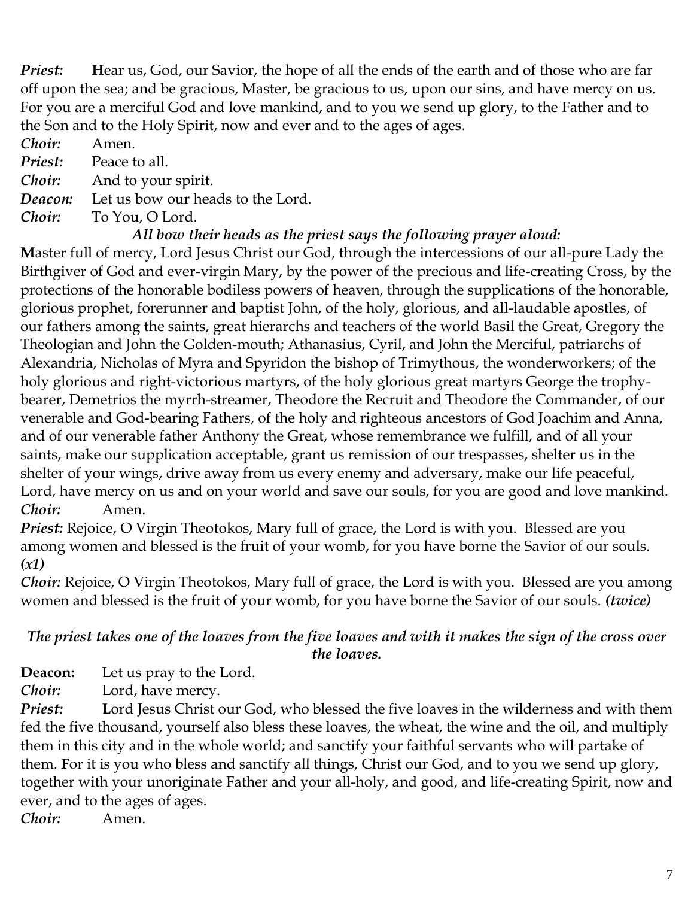***Priest:*** **H**ear us, God, our Savior, the hope of all the ends of the earth and of those who are far off upon the sea; and be gracious, Master, be gracious to us, upon our sins, and have mercy on us. For you are a merciful God and love mankind, and to you we send up glory, to the Father and to the Son and to the Holy Spirit, now and ever and to the ages of ages.

***Choir:*** Amen.

***Priest:*** Peace to all.

***Choir:*** And to your spirit.

***Deacon:*** Let us bow our heads to the Lord.

***Choir:*** To You, O Lord.

***All bow their heads as the priest says the following prayer aloud:***

**M**aster full of mercy, Lord Jesus Christ our God, through the intercessions of our all-pure Lady the Birthgiver of God and ever-virgin Mary, by the power of the precious and life-creating Cross, by the protections of the honorable bodiless powers of heaven, through the supplications of the honorable, glorious prophet, forerunner and baptist John, of the holy, glorious, and all-laudable apostles, of our fathers among the saints, great hierarchs and teachers of the world Basil the Great, Gregory the Theologian and John the Golden-mouth; Athanasius, Cyril, and John the Merciful, patriarchs of Alexandria, Nicholas of Myra and Spyridon the bishop of Trimythous, the wonderworkers; of the holy glorious and right-victorious martyrs, of the holy glorious great martyrs George the trophy-bearer, Demetrios the myrrh-streamer, Theodore the Recruit and Theodore the Commander, of our venerable and God-bearing Fathers, of the holy and righteous ancestors of God Joachim and Anna, and of our venerable father Anthony the Great, whose remembrance we fulfill, and of all your saints, make our supplication acceptable, grant us remission of our trespasses, shelter us in the shelter of your wings, drive away from us every enemy and adversary, make our life peaceful, Lord, have mercy on us and on your world and save our souls, for you are good and love mankind.

***Choir:*** Amen.

***Priest:*** Rejoice, O Virgin Theotokos, Mary full of grace, the Lord is with you. Blessed are you among women and blessed is the fruit of your womb, for you have borne the Savior of our souls. ***(x1)***

***Choir:*** Rejoice, O Virgin Theotokos, Mary full of grace, the Lord is with you. Blessed are you among women and blessed is the fruit of your womb, for you have borne the Savior of our souls. ***(twice)***

***The priest takes one of the loaves from the five loaves and with it makes the sign of the cross over the loaves.***

**Deacon:** Let us pray to the Lord.

***Choir:*** Lord, have mercy.

***Priest:*** **L**ord Jesus Christ our God, who blessed the five loaves in the wilderness and with them fed the five thousand, yourself also bless these loaves, the wheat, the wine and the oil, and multiply them in this city and in the whole world; and sanctify your faithful servants who will partake of them. **F**or it is you who bless and sanctify all things, Christ our God, and to you we send up glory, together with your unoriginate Father and your all-holy, and good, and life-creating Spirit, now and ever, and to the ages of ages.

***Choir:*** Amen.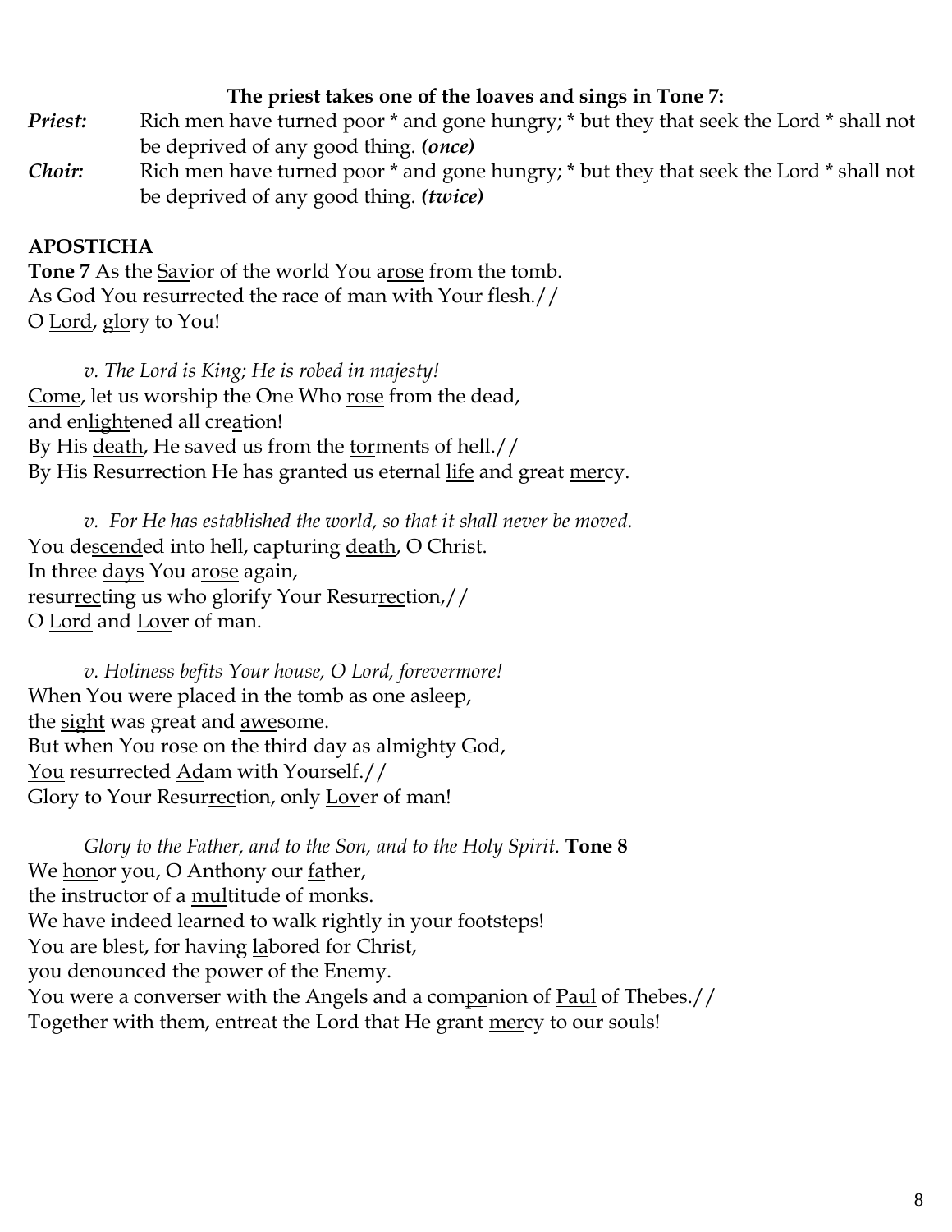**The priest takes one of the loaves and sings in Tone 7:**

***Priest:*** Rich men have turned poor * and gone hungry; * but they that seek the Lord * shall not be deprived of any good thing. ***(once)***

***Choir:*** Rich men have turned poor * and gone hungry; * but they that seek the Lord * shall not be deprived of any good thing. ***(twice)***

**APOSTICHA**

**Tone 7** As the <u>Sav</u>ior of the world You a<u>rose</u> from the tomb.
As <u>God</u> You resurrected the race of <u>man</u> with Your flesh.//
O <u>Lord</u>, <u>glo</u>ry to You!

*v. The Lord is King; He is robed in majesty!*

<u>Come</u>, let us worship the One Who <u>rose</u> from the dead,
and en<u>light</u>ened all cre<u>a</u>tion!
By His <u>death</u>, He saved us from the <u>tor</u>ments of hell.//
By His Resurrection He has granted us eternal <u>life</u> and great <u>mer</u>cy.

*v. For He has established the world, so that it shall never be moved.*

You de<u>scend</u>ed into hell, capturing <u>death</u>, O Christ.
In three <u>days</u> You a<u>rose</u> again,
resur<u>rec</u>ting us who glorify Your Resur<u>rec</u>tion,//
O <u>Lord</u> and <u>Lov</u>er of man.

*v. Holiness befits Your house, O Lord, forevermore!*

When <u>You</u> were placed in the tomb as <u>one</u> asleep,
the <u>sight</u> was great and <u>awe</u>some.
But when <u>You</u> rose on the third day as al<u>might</u>y God,
<u>You</u> resurrected <u>Ad</u>am with Yourself.//
Glory to Your Resur<u>rec</u>tion, only <u>Lov</u>er of man!

*Glory to the Father, and to the Son, and to the Holy Spirit.* **Tone 8**

We <u>hon</u>or you, O Anthony our <u>fa</u>ther,
the instructor of a <u>mul</u>titude of monks.
We have indeed learned to walk <u>right</u>ly in your <u>foot</u>steps!
You are blest, for having <u>la</u>bored for Christ,
you denounced the power of the <u>En</u>emy.
You were a converser with the Angels and a com<u>pa</u>nion of <u>Paul</u> of Thebes.//
Together with them, entreat the Lord that He grant <u>mer</u>cy to our souls!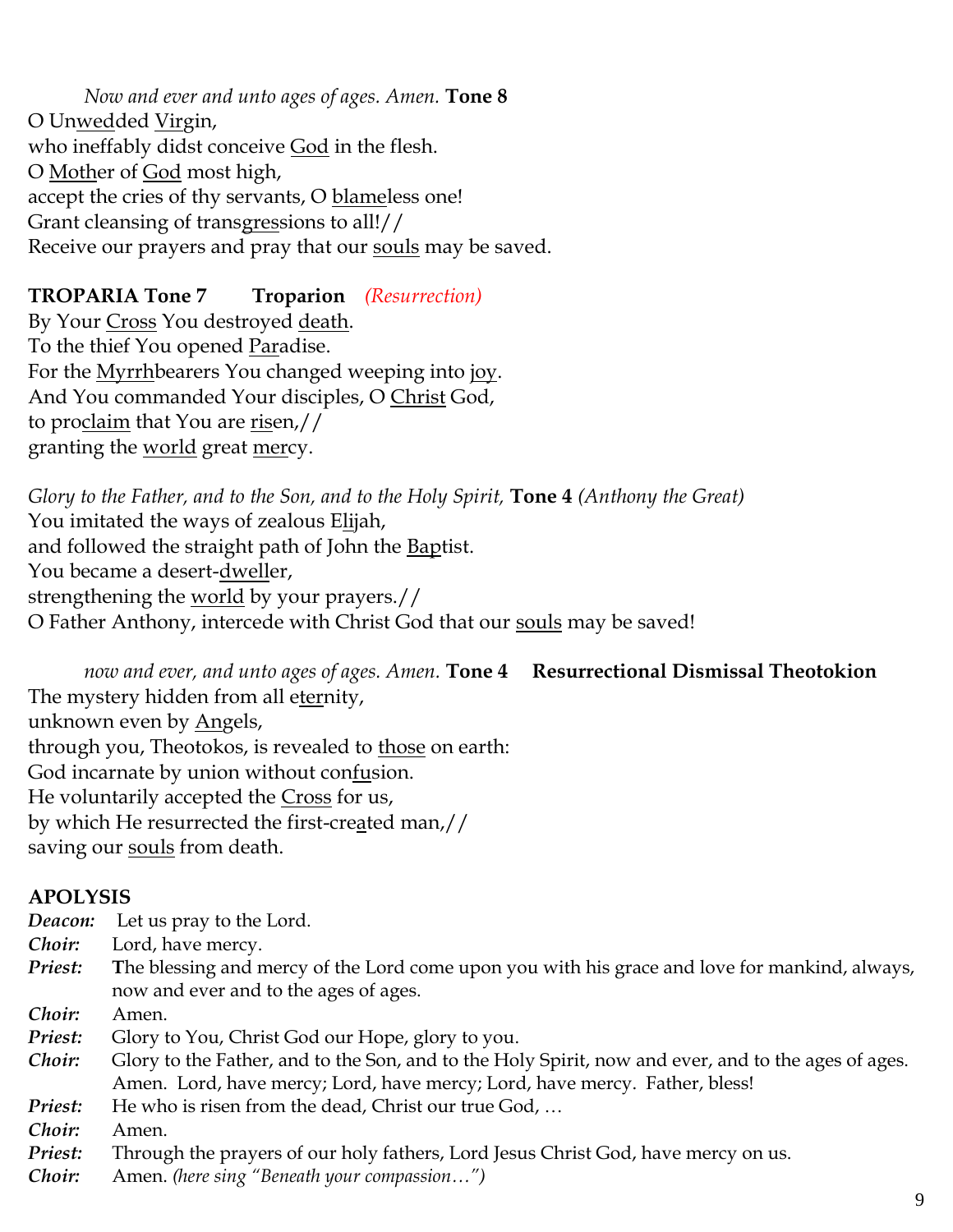*Now and ever and unto ages of ages. Amen.* **Tone 8**

O Unwedded Virgin,
who ineffably didst conceive God in the flesh.
O Mother of God most high,
accept the cries of thy servants, O blameless one!
Grant cleansing of transgressions to all!//
Receive our prayers and pray that our souls may be saved.

**TROPARIA Tone 7 Troparion** *(Resurrection)*

By Your Cross You destroyed death.
To the thief You opened Paradise.
For the Myrrhbearers You changed weeping into joy.
And You commanded Your disciples, O Christ God,
to proclaim that You are risen,//
granting the world great mercy.

*Glory to the Father, and to the Son, and to the Holy Spirit,* **Tone 4** *(Anthony the Great)*

You imitated the ways of zealous Elijah,
and followed the straight path of John the Baptist.
You became a desert-dweller,
strengthening the world by your prayers.//
O Father Anthony, intercede with Christ God that our souls may be saved!

*now and ever, and unto ages of ages. Amen.* **Tone 4 Resurrectional Dismissal Theotokion**

The mystery hidden from all eternity,
unknown even by Angels,
through you, Theotokos, is revealed to those on earth:
God incarnate by union without confusion.
He voluntarily accepted the Cross for us,
by which He resurrected the first-created man,//
saving our souls from death.

**APOLYSIS**

***Deacon:*** Let us pray to the Lord.
***Choir:*** Lord, have mercy.
***Priest:*** The blessing and mercy of the Lord come upon you with his grace and love for mankind, always, now and ever and to the ages of ages.
***Choir:*** Amen.
***Priest:*** Glory to You, Christ God our Hope, glory to you.
***Choir:*** Glory to the Father, and to the Son, and to the Holy Spirit, now and ever, and to the ages of ages. Amen. Lord, have mercy; Lord, have mercy; Lord, have mercy. Father, bless!
***Priest:*** He who is risen from the dead, Christ our true God, …
***Choir:*** Amen.
***Priest:*** Through the prayers of our holy fathers, Lord Jesus Christ God, have mercy on us.
***Choir:*** Amen. *(here sing "Beneath your compassion…")*